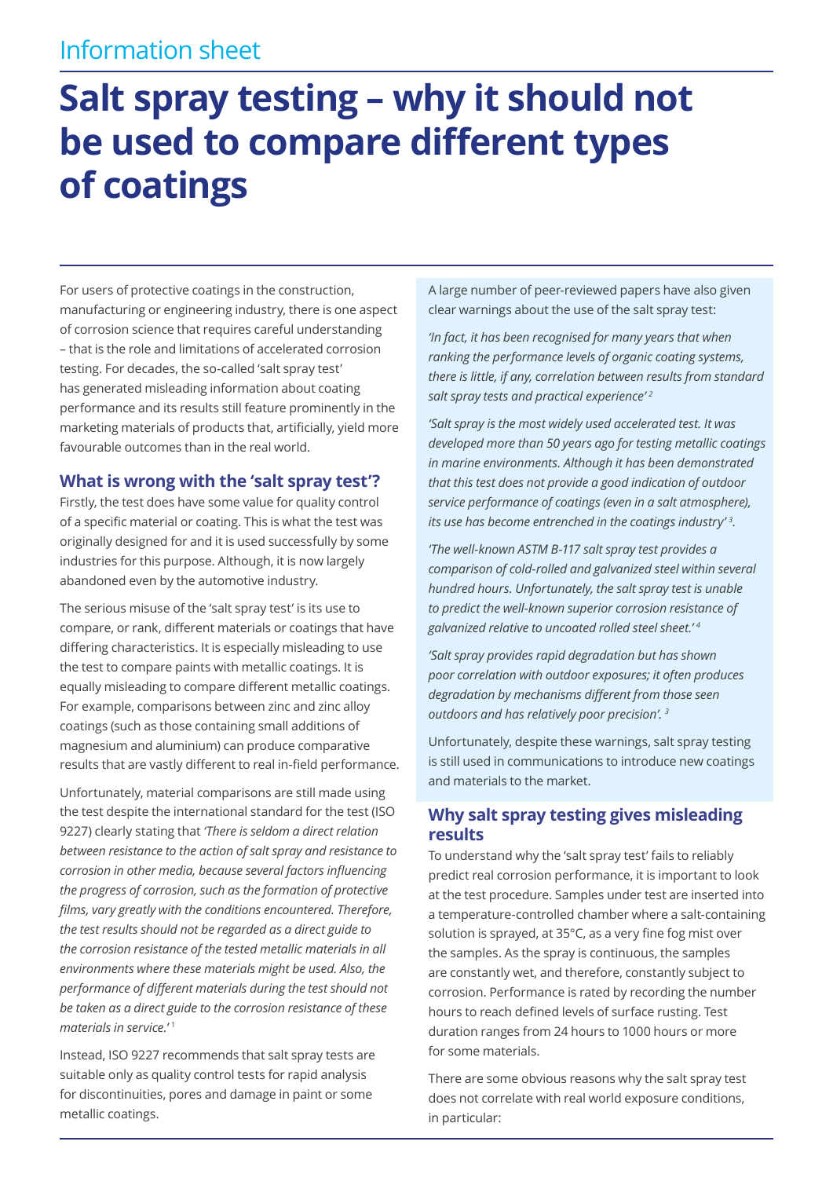Information sheet

# Salt spray testing – why it should not be used to compare different types of coatings

For users of protective coatings in the construction, manufacturing or engineering industry, there is one aspect of corrosion science that requires careful understanding – that is the role and limitations of accelerated corrosion testing. For decades, the so-called 'salt spray test' has generated misleading information about coating performance and its results still feature prominently in the marketing materials of products that, artificially, yield more favourable outcomes than in the real world.

## What is wrong with the 'salt spray test'?

Firstly, the test does have some value for quality control of a specific material or coating. This is what the test was originally designed for and it is used successfully by some industries for this purpose. Although, it is now largely abandoned even by the automotive industry.

The serious misuse of the 'salt spray test' is its use to compare, or rank, different materials or coatings that have differing characteristics. It is especially misleading to use the test to compare paints with metallic coatings. It is equally misleading to compare different metallic coatings. For example, comparisons between zinc and zinc alloy coatings (such as those containing small additions of magnesium and aluminium) can produce comparative results that are vastly different to real in-field performance.

Unfortunately, material comparisons are still made using the test despite the international standard for the test (ISO 9227) clearly stating that *'There is seldom a direct relation between resistance to the action of salt spray and resistance to corrosion in other media, because several factors influencing the progress of corrosion, such as the formation of protective films, vary greatly with the conditions encountered. Therefore, the test results should not be regarded as a direct guide to the corrosion resistance of the tested metallic materials in all environments where these materials might be used. Also, the performance of different materials during the test should not be taken as a direct guide to the corrosion resistance of these materials in service.'* [1]

Instead, ISO 9227 recommends that salt spray tests are suitable only as quality control tests for rapid analysis for discontinuities, pores and damage in paint or some metallic coatings.

A large number of peer-reviewed papers have also given clear warnings about the use of the salt spray test:

*'In fact, it has been recognised for many years that when ranking the performance levels of organic coating systems, there is little, if any, correlation between results from standard salt spray tests and practical experience'* [2]

*'Salt spray is the most widely used accelerated test. It was developed more than 50 years ago for testing metallic coatings in marine environments. Although it has been demonstrated that this test does not provide a good indication of outdoor service performance of coatings (even in a salt atmosphere), its use has become entrenched in the coatings industry'* [3].

*'The well-known ASTM B-117 salt spray test provides a comparison of cold-rolled and galvanized steel within several hundred hours. Unfortunately, the salt spray test is unable to predict the well-known superior corrosion resistance of galvanized relative to uncoated rolled steel sheet.'* [4]

*'Salt spray provides rapid degradation but has shown poor correlation with outdoor exposures; it often produces degradation by mechanisms different from those seen outdoors and has relatively poor precision'.* [3]

Unfortunately, despite these warnings, salt spray testing is still used in communications to introduce new coatings and materials to the market.

## Why salt spray testing gives misleading results

To understand why the 'salt spray test' fails to reliably predict real corrosion performance, it is important to look at the test procedure. Samples under test are inserted into a temperature-controlled chamber where a salt-containing solution is sprayed, at 35°C, as a very fine fog mist over the samples. As the spray is continuous, the samples are constantly wet, and therefore, constantly subject to corrosion. Performance is rated by recording the number hours to reach defined levels of surface rusting. Test duration ranges from 24 hours to 1000 hours or more for some materials.

There are some obvious reasons why the salt spray test does not correlate with real world exposure conditions, in particular: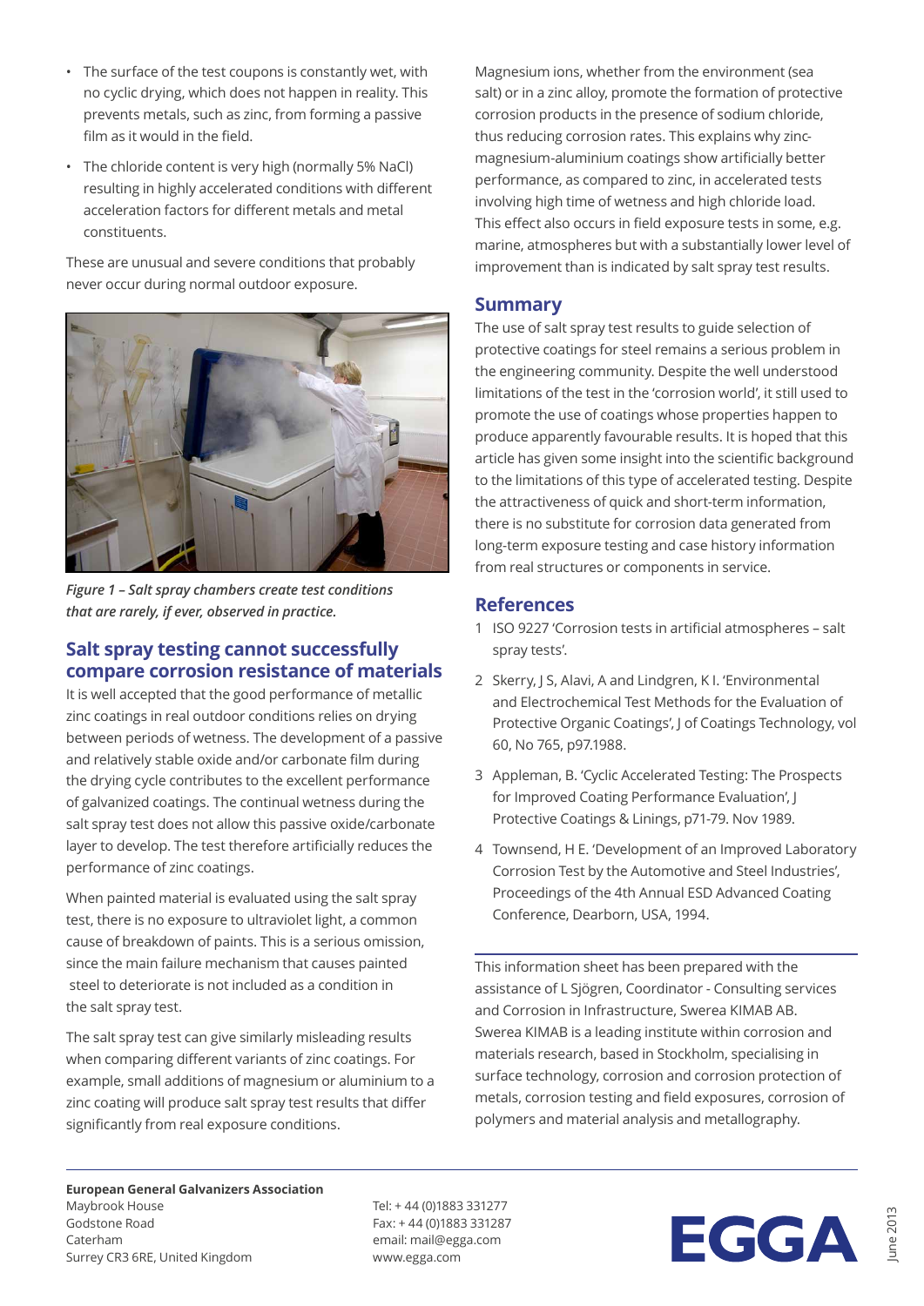- The surface of the test coupons is constantly wet, with no cyclic drying, which does not happen in reality. This prevents metals, such as zinc, from forming a passive film as it would in the field.
- The chloride content is very high (normally 5% NaCl) resulting in highly accelerated conditions with different acceleration factors for different metals and metal constituents.

These are unusual and severe conditions that probably never occur during normal outdoor exposure.

*Figure 1 – Salt spray chambers create test conditions that are rarely, if ever, observed in practice.*

## Salt spray testing cannot successfully compare corrosion resistance of materials

It is well accepted that the good performance of metallic zinc coatings in real outdoor conditions relies on drying between periods of wetness. The development of a passive and relatively stable oxide and/or carbonate film during the drying cycle contributes to the excellent performance of galvanized coatings. The continual wetness during the salt spray test does not allow this passive oxide/carbonate layer to develop. The test therefore artificially reduces the performance of zinc coatings.

When painted material is evaluated using the salt spray test, there is no exposure to ultraviolet light, a common cause of breakdown of paints. This is a serious omission, since the main failure mechanism that causes painted steel to deteriorate is not included as a condition in the salt spray test.

The salt spray test can give similarly misleading results when comparing different variants of zinc coatings. For example, small additions of magnesium or aluminium to a zinc coating will produce salt spray test results that differ significantly from real exposure conditions.

Magnesium ions, whether from the environment (sea salt) or in a zinc alloy, promote the formation of protective corrosion products in the presence of sodium chloride, thus reducing corrosion rates. This explains why zinc-magnesium-aluminium coatings show artificially better performance, as compared to zinc, in accelerated tests involving high time of wetness and high chloride load. This effect also occurs in field exposure tests in some, e.g. marine, atmospheres but with a substantially lower level of improvement than is indicated by salt spray test results.

## Summary

The use of salt spray test results to guide selection of protective coatings for steel remains a serious problem in the engineering community. Despite the well understood limitations of the test in the 'corrosion world', it still used to promote the use of coatings whose properties happen to produce apparently favourable results. It is hoped that this article has given some insight into the scientific background to the limitations of this type of accelerated testing. Despite the attractiveness of quick and short-term information, there is no substitute for corrosion data generated from long-term exposure testing and case history information from real structures or components in service.

## References

1. ISO 9227 'Corrosion tests in artificial atmospheres – salt spray tests'.
2. Skerry, J S, Alavi, A and Lindgren, K I. 'Environmental and Electrochemical Test Methods for the Evaluation of Protective Organic Coatings', J of Coatings Technology, vol 60, No 765, p97.1988.
3. Appleman, B. 'Cyclic Accelerated Testing: The Prospects for Improved Coating Performance Evaluation', J Protective Coatings & Linings, p71-79. Nov 1989.
4. Townsend, H E. 'Development of an Improved Laboratory Corrosion Test by the Automotive and Steel Industries', Proceedings of the 4th Annual ESD Advanced Coating Conference, Dearborn, USA, 1994.

This information sheet has been prepared with the assistance of L Sjögren, Coordinator - Consulting services and Corrosion in Infrastructure, Swerea KIMAB AB. Swerea KIMAB is a leading institute within corrosion and materials research, based in Stockholm, specialising in surface technology, corrosion and corrosion protection of metals, corrosion testing and field exposures, corrosion of polymers and material analysis and metallography.

**European General Galvanizers Association**
Maybrook House
Godstone Road
Caterham
Surrey CR3 6RE, United Kingdom

Tel: + 44 (0)1883 331277
Fax: + 44 (0)1883 331287
email: mail@egga.com
www.egga.com

EGGA

June 2013